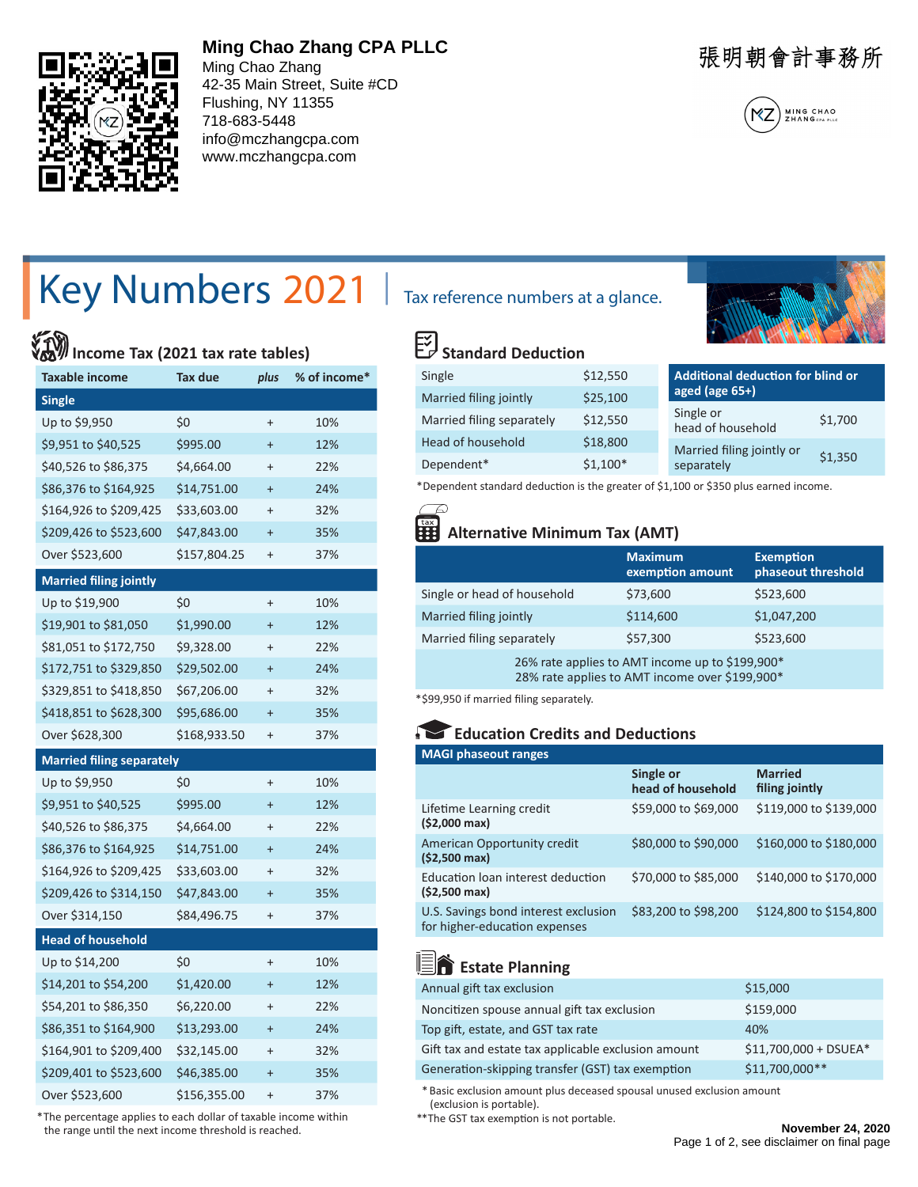**Ming Chao Zhang CPA PLLC**
Ming Chao Zhang
42-35 Main Street, Suite #CD
Flushing, NY 11355
718-683-5448
info@mczhangcpa.com
www.mczhangcpa.com

張明朝會計事務所

# Key Numbers 2021 | Tax reference numbers at a glance.

## Income Tax (2021 tax rate tables)

| Taxable income | Tax due | plus | % of income* |
|---|---|---|---|
| **Single** | | | |
| Up to $9,950 | $0 | + | 10% |
| $9,951 to $40,525 | $995.00 | + | 12% |
| $40,526 to $86,375 | $4,664.00 | + | 22% |
| $86,376 to $164,925 | $14,751.00 | + | 24% |
| $164,926 to $209,425 | $33,603.00 | + | 32% |
| $209,426 to $523,600 | $47,843.00 | + | 35% |
| Over $523,600 | $157,804.25 | + | 37% |
| **Married filing jointly** | | | |
| Up to $19,900 | $0 | + | 10% |
| $19,901 to $81,050 | $1,990.00 | + | 12% |
| $81,051 to $172,750 | $9,328.00 | + | 22% |
| $172,751 to $329,850 | $29,502.00 | + | 24% |
| $329,851 to $418,850 | $67,206.00 | + | 32% |
| $418,851 to $628,300 | $95,686.00 | + | 35% |
| Over $628,300 | $168,933.50 | + | 37% |
| **Married filing separately** | | | |
| Up to $9,950 | $0 | + | 10% |
| $9,951 to $40,525 | $995.00 | + | 12% |
| $40,526 to $86,375 | $4,664.00 | + | 22% |
| $86,376 to $164,925 | $14,751.00 | + | 24% |
| $164,926 to $209,425 | $33,603.00 | + | 32% |
| $209,426 to $314,150 | $47,843.00 | + | 35% |
| Over $314,150 | $84,496.75 | + | 37% |
| **Head of household** | | | |
| Up to $14,200 | $0 | + | 10% |
| $14,201 to $54,200 | $1,420.00 | + | 12% |
| $54,201 to $86,350 | $6,220.00 | + | 22% |
| $86,351 to $164,900 | $13,293.00 | + | 24% |
| $164,901 to $209,400 | $32,145.00 | + | 32% |
| $209,401 to $523,600 | $46,385.00 | + | 35% |
| Over $523,600 | $156,355.00 | + | 37% |

*The percentage applies to each dollar of taxable income within the range until the next income threshold is reached.

## Standard Deduction

| | |
|---|---|
| Single | $12,550 |
| Married filing jointly | $25,100 |
| Married filing separately | $12,550 |
| Head of household | $18,800 |
| Dependent* | $1,100* |

| Additional deduction for blind or aged (age 65+) | |
|---|---|
| Single or head of household | $1,700 |
| Married filing jointly or separately | $1,350 |

*Dependent standard deduction is the greater of $1,100 or $350 plus earned income.

## Alternative Minimum Tax (AMT)

| | Maximum exemption amount | Exemption phaseout threshold |
|---|---|---|
| Single or head of household | $73,600 | $523,600 |
| Married filing jointly | $114,600 | $1,047,200 |
| Married filing separately | $57,300 | $523,600 |

26% rate applies to AMT income up to $199,900*
28% rate applies to AMT income over $199,900*

*$99,950 if married filing separately.

## Education Credits and Deductions

| MAGI phaseout ranges | Single or head of household | Married filing jointly |
|---|---|---|
| Lifetime Learning credit **($2,000 max)** | $59,000 to $69,000 | $119,000 to $139,000 |
| American Opportunity credit **($2,500 max)** | $80,000 to $90,000 | $160,000 to $180,000 |
| Education loan interest deduction **($2,500 max)** | $70,000 to $85,000 | $140,000 to $170,000 |
| U.S. Savings bond interest exclusion for higher-education expenses | $83,200 to $98,200 | $124,800 to $154,800 |

## Estate Planning

| | |
|---|---|
| Annual gift tax exclusion | $15,000 |
| Noncitizen spouse annual gift tax exclusion | $159,000 |
| Top gift, estate, and GST tax rate | 40% |
| Gift tax and estate tax applicable exclusion amount | $11,700,000 + DSUEA* |
| Generation-skipping transfer (GST) tax exemption | $11,700,000** |

* Basic exclusion amount plus deceased spousal unused exclusion amount (exclusion is portable).
**The GST tax exemption is not portable.

**November 24, 2020**
Page 1 of 2, see disclaimer on final page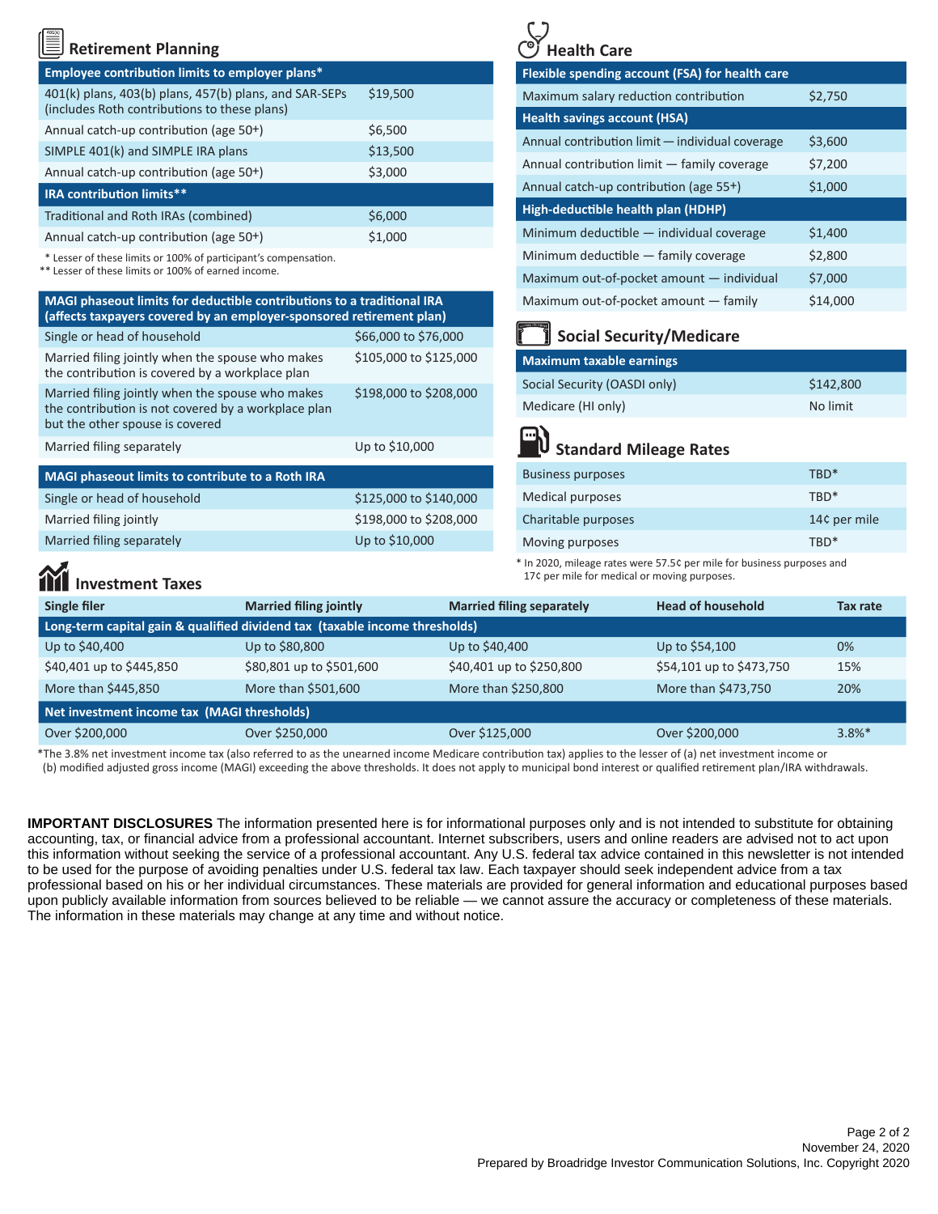## Retirement Planning

| Employee contribution limits to employer plans* | |
|---|---|
| 401(k) plans, 403(b) plans, 457(b) plans, and SAR-SEPs (includes Roth contributions to these plans) | $19,500 |
| Annual catch-up contribution (age 50+) | $6,500 |
| SIMPLE 401(k) and SIMPLE IRA plans | $13,500 |
| Annual catch-up contribution (age 50+) | $3,000 |
| **IRA contribution limits**** | |
| Traditional and Roth IRAs (combined) | $6,000 |
| Annual catch-up contribution (age 50+) | $1,000 |

\* Lesser of these limits or 100% of participant's compensation.
** Lesser of these limits or 100% of earned income.

| MAGI phaseout limits for deductible contributions to a traditional IRA (affects taxpayers covered by an employer-sponsored retirement plan) | |
|---|---|
| Single or head of household | $66,000 to $76,000 |
| Married filing jointly when the spouse who makes the contribution is covered by a workplace plan | $105,000 to $125,000 |
| Married filing jointly when the spouse who makes the contribution is not covered by a workplace plan but the other spouse is covered | $198,000 to $208,000 |
| Married filing separately | Up to $10,000 |

| MAGI phaseout limits to contribute to a Roth IRA | |
|---|---|
| Single or head of household | $125,000 to $140,000 |
| Married filing jointly | $198,000 to $208,000 |
| Married filing separately | Up to $10,000 |

## Health Care

| Flexible spending account (FSA) for health care | |
|---|---|
| Maximum salary reduction contribution | $2,750 |
| **Health savings account (HSA)** | |
| Annual contribution limit — individual coverage | $3,600 |
| Annual contribution limit — family coverage | $7,200 |
| Annual catch-up contribution (age 55+) | $1,000 |
| **High-deductible health plan (HDHP)** | |
| Minimum deductible — individual coverage | $1,400 |
| Minimum deductible — family coverage | $2,800 |
| Maximum out-of-pocket amount — individual | $7,000 |
| Maximum out-of-pocket amount — family | $14,000 |

## Social Security/Medicare

| Maximum taxable earnings | |
|---|---|
| Social Security (OASDI only) | $142,800 |
| Medicare (HI only) | No limit |

## Standard Mileage Rates

| | |
|---|---|
| Business purposes | TBD* |
| Medical purposes | TBD* |
| Charitable purposes | 14¢ per mile |
| Moving purposes | TBD* |

\* In 2020, mileage rates were 57.5¢ per mile for business purposes and 17¢ per mile for medical or moving purposes.

## Investment Taxes

| Single filer | Married filing jointly | Married filing separately | Head of household | Tax rate |
|---|---|---|---|---|
| **Long-term capital gain & qualified dividend tax (taxable income thresholds)** | | | | |
| Up to $40,400 | Up to $80,800 | Up to $40,400 | Up to $54,100 | 0% |
| $40,401 up to $445,850 | $80,801 up to $501,600 | $40,401 up to $250,800 | $54,101 up to $473,750 | 15% |
| More than $445,850 | More than $501,600 | More than $250,800 | More than $473,750 | 20% |
| **Net investment income tax (MAGI thresholds)** | | | | |
| Over $200,000 | Over $250,000 | Over $125,000 | Over $200,000 | 3.8%* |

*The 3.8% net investment income tax (also referred to as the unearned income Medicare contribution tax) applies to the lesser of (a) net investment income or (b) modified adjusted gross income (MAGI) exceeding the above thresholds. It does not apply to municipal bond interest or qualified retirement plan/IRA withdrawals.

**IMPORTANT DISCLOSURES** The information presented here is for informational purposes only and is not intended to substitute for obtaining accounting, tax, or financial advice from a professional accountant. Internet subscribers, users and online readers are advised not to act upon this information without seeking the service of a professional accountant. Any U.S. federal tax advice contained in this newsletter is not intended to be used for the purpose of avoiding penalties under U.S. federal tax law. Each taxpayer should seek independent advice from a tax professional based on his or her individual circumstances. These materials are provided for general information and educational purposes based upon publicly available information from sources believed to be reliable — we cannot assure the accuracy or completeness of these materials. The information in these materials may change at any time and without notice.

November 24, 2020
Prepared by Broadridge Investor Communication Solutions, Inc. Copyright 2020